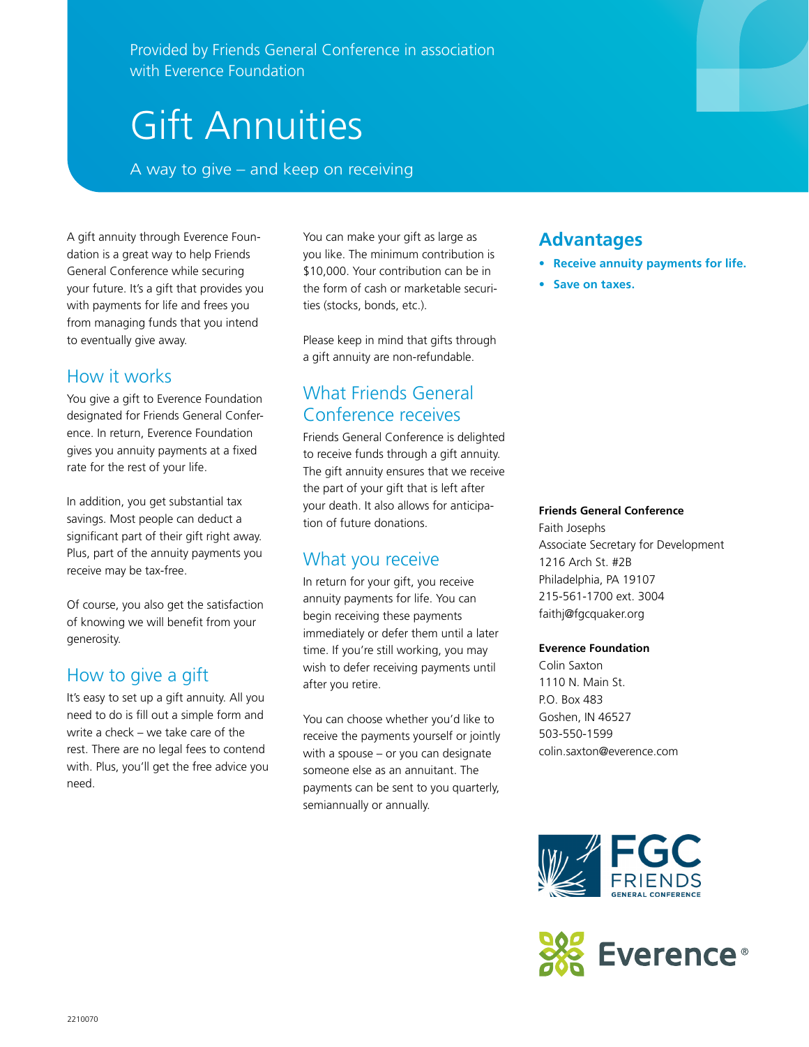Provided by Friends General Conference in association with Everence Foundation

# Gift Annuities

A way to give – and keep on receiving

A gift annuity through Everence Foundation is a great way to help Friends General Conference while securing your future. It's a gift that provides you with payments for life and frees you from managing funds that you intend to eventually give away.

## How it works

You give a gift to Everence Foundation designated for Friends General Conference. In return, Everence Foundation gives you annuity payments at a fixed rate for the rest of your life.

In addition, you get substantial tax savings. Most people can deduct a significant part of their gift right away. Plus, part of the annuity payments you receive may be tax-free.

Of course, you also get the satisfaction of knowing we will benefit from your generosity.

## How to give a gift

It's easy to set up a gift annuity. All you need to do is fill out a simple form and write a check – we take care of the rest. There are no legal fees to contend with. Plus, you'll get the free advice you need.

You can make your gift as large as you like. The minimum contribution is $10,000. Your contribution can be in the form of cash or marketable securities (stocks, bonds, etc.).

Please keep in mind that gifts through a gift annuity are non-refundable.

## What Friends General Conference receives

Friends General Conference is delighted to receive funds through a gift annuity. The gift annuity ensures that we receive the part of your gift that is left after your death. It also allows for anticipation of future donations.

## What you receive

In return for your gift, you receive annuity payments for life. You can begin receiving these payments immediately or defer them until a later time. If you're still working, you may wish to defer receiving payments until after you retire.

You can choose whether you'd like to receive the payments yourself or jointly with a spouse – or you can designate someone else as an annuitant. The payments can be sent to you quarterly, semiannually or annually.

## Advantages

- **Receive annuity payments for life.**
- **Save on taxes.**

**Friends General Conference**
Faith Josephs
Associate Secretary for Development
1216 Arch St. #2B
Philadelphia, PA 19107
215-561-1700 ext. 3004
faithj@fgcquaker.org

**Everence Foundation**
Colin Saxton
1110 N. Main St.
P.O. Box 483
Goshen, IN 46527
503-550-1599
colin.saxton@everence.com

FGC FRIENDS GENERAL CONFERENCE

Everence®

2210070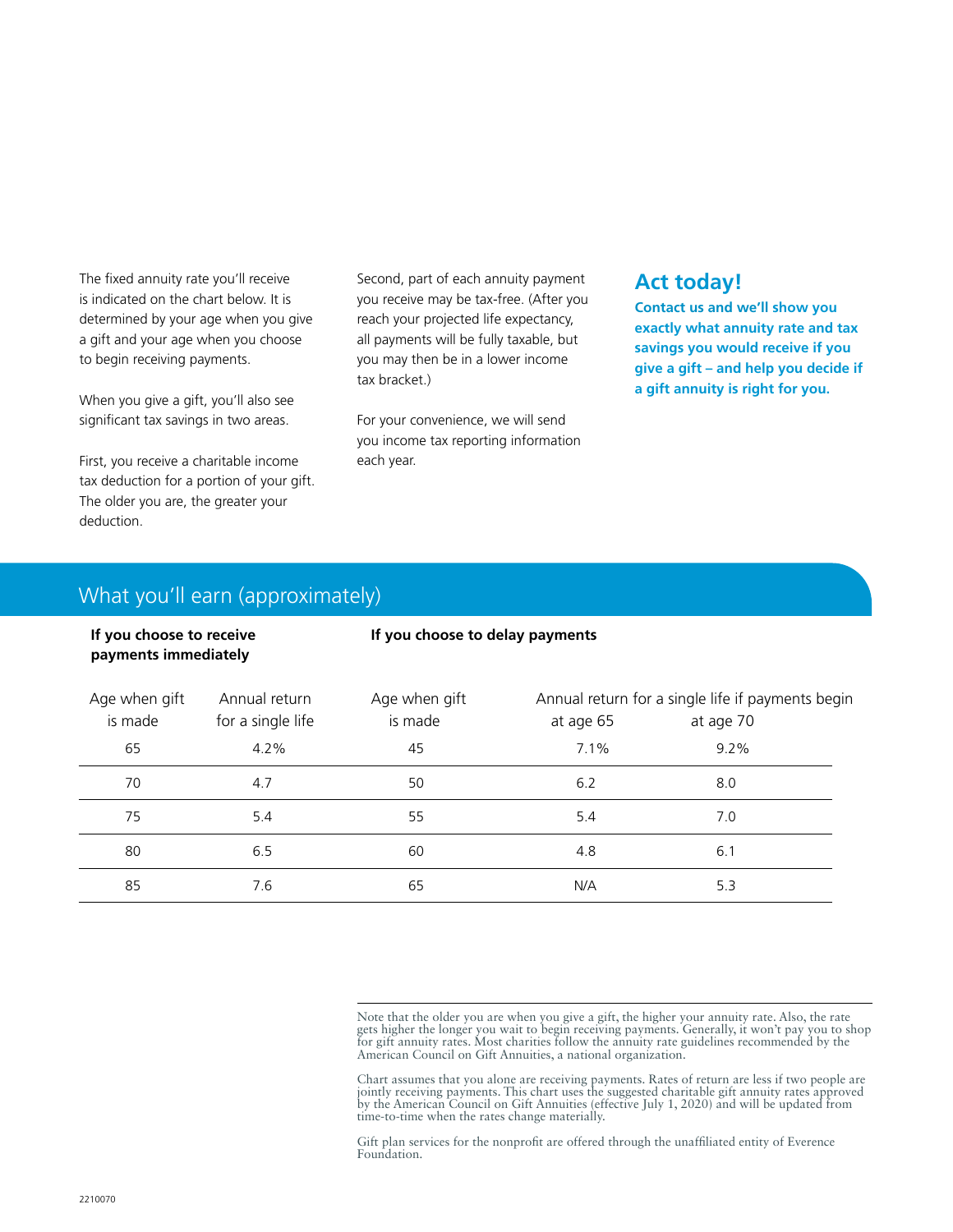The fixed annuity rate you'll receive is indicated on the chart below. It is determined by your age when you give a gift and your age when you choose to begin receiving payments.

When you give a gift, you'll also see significant tax savings in two areas.

First, you receive a charitable income tax deduction for a portion of your gift. The older you are, the greater your deduction.

Second, part of each annuity payment you receive may be tax-free. (After you reach your projected life expectancy, all payments will be fully taxable, but you may then be in a lower income tax bracket.)

For your convenience, we will send you income tax reporting information each year.

## Act today!

**Contact us and we'll show you exactly what annuity rate and tax savings you would receive if you give a gift – and help you decide if a gift annuity is right for you.**

## What you'll earn (approximately)

| If you choose to receive payments immediately | | If you choose to delay payments | | |
|---|---|---|---|---|
| Age when gift is made | Annual return for a single life | Age when gift is made | Annual return for a single life if payments begin at age 65 | at age 70 |
| 65 | 4.2% | 45 | 7.1% | 9.2% |
| 70 | 4.7 | 50 | 6.2 | 8.0 |
| 75 | 5.4 | 55 | 5.4 | 7.0 |
| 80 | 6.5 | 60 | 4.8 | 6.1 |
| 85 | 7.6 | 65 | N/A | 5.3 |

Note that the older you are when you give a gift, the higher your annuity rate. Also, the rate gets higher the longer you wait to begin receiving payments. Generally, it won't pay you to shop for gift annuity rates. Most charities follow the annuity rate guidelines recommended by the American Council on Gift Annuities, a national organization.

Chart assumes that you alone are receiving payments. Rates of return are less if two people are jointly receiving payments. This chart uses the suggested charitable gift annuity rates approved by the American Council on Gift Annuities (effective July 1, 2020) and will be updated from time-to-time when the rates change materially.

Gift plan services for the nonprofit are offered through the unaffiliated entity of Everence Foundation.

2210070